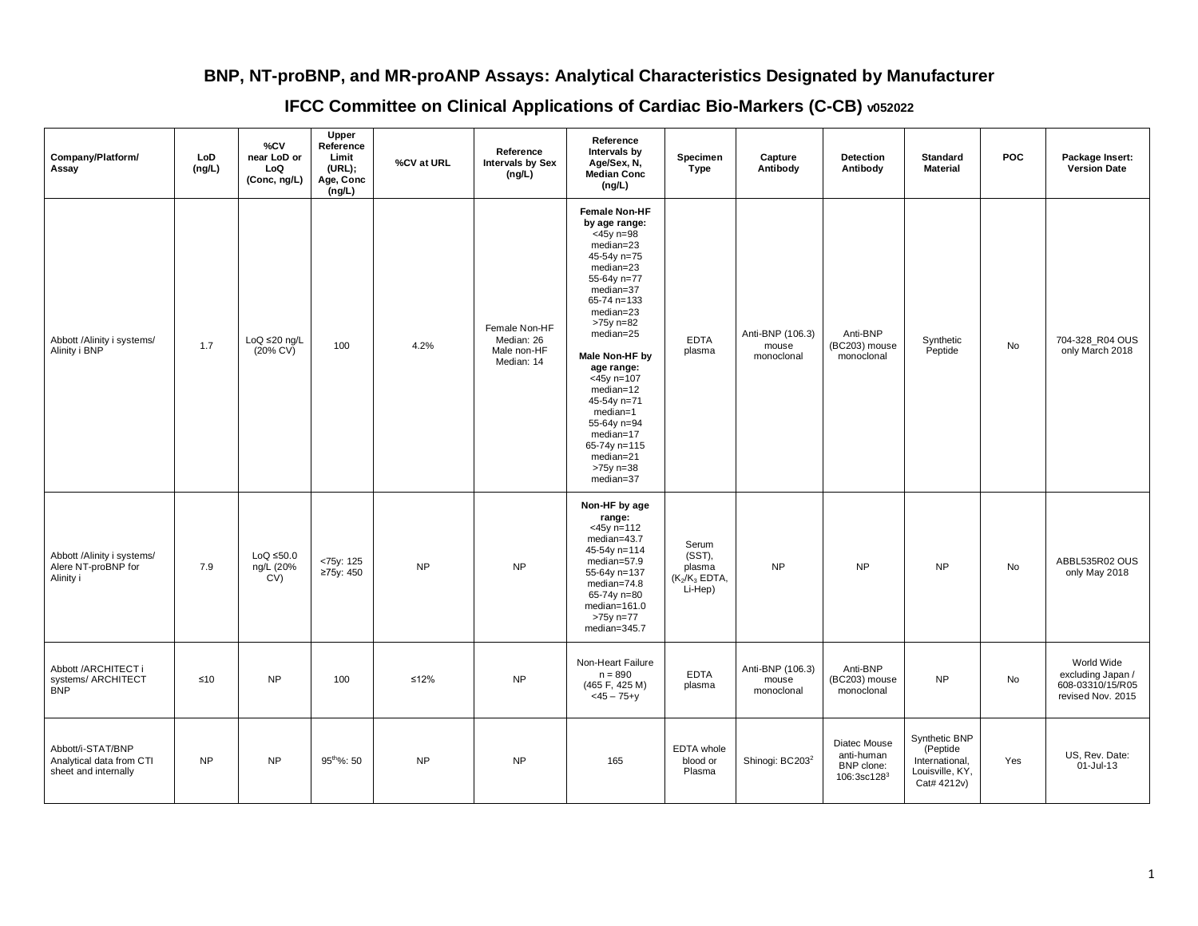# BNP, NT-proBNP, and MR-proANP Assays: Analytical Characteristics Designated by Manufacturer

## IFCC Committee on Clinical Applications of Cardiac Bio-Markers (C-CB) v052022

| Company/Platform/ Assay | LoD (ng/L) | %CV near LoD or LoQ (Conc, ng/L) | Upper Reference Limit (URL); Age, Conc (ng/L) | %CV at URL | Reference Intervals by Sex (ng/L) | Reference Intervals by Age/Sex, N, Median Conc (ng/L) | Specimen Type | Capture Antibody | Detection Antibody | Standard Material | POC | Package Insert: Version Date |
|---|---|---|---|---|---|---|---|---|---|---|---|---|
| Abbott /Alinity i systems/ Alinity i BNP | 1.7 | LoQ ≤20 ng/L (20% CV) | 100 | 4.2% | Female Non-HF Median: 26 Male non-HF Median: 14 | **Female Non-HF by age range:** <45y n=98 median=23 45-54y n=75 median=23 55-64y n=77 median=37 65-74 n=133 median=23 >75y n=82 median=25 **Male Non-HF by age range:** <45y n=107 median=12 45-54y n=71 median=1 55-64y n=94 median=17 65-74y n=115 median=21 >75y n=38 median=37 | EDTA plasma | Anti-BNP (106.3) mouse monoclonal | Anti-BNP (BC203) mouse monoclonal | Synthetic Peptide | No | 704-328_R04 OUS only March 2018 |
| Abbott /Alinity i systems/ Alere NT-proBNP for Alinity i | 7.9 | LoQ ≤50.0 ng/L (20% CV) | <75y: 125 ≥75y: 450 | NP | NP | **Non-HF by age range:** <45y n=112 median=43.7 45-54y n=114 median=57.9 55-64y n=137 median=74.8 65-74y n=80 median=161.0 >75y n=77 median=345.7 | Serum (SST), plasma ($K_2$/$K_3$ EDTA, Li-Hep) | NP | NP | NP | No | ABBL535R02 OUS only May 2018 |
| Abbott /ARCHITECT i systems/ ARCHITECT BNP | ≤10 | NP | 100 | ≤12% | NP | Non-Heart Failure n = 890 (465 F, 425 M) <45 – 75+y | EDTA plasma | Anti-BNP (106.3) mouse monoclonal | Anti-BNP (BC203) mouse monoclonal | NP | No | World Wide excluding Japan / 608-03310/15/R05 revised Nov. 2015 |
| Abbott/i-STAT/BNP Analytical data from CTI sheet and internally | NP | NP | 95$^{th}$%: 50 | NP | NP | 165 | EDTA whole blood or Plasma | Shinogi: BC203[2] | Diatec Mouse anti-human BNP clone: 106:3sc128[3] | Synthetic BNP (Peptide International, Louisville, KY, Cat# 4212v) | Yes | US, Rev. Date: 01-Jul-13 |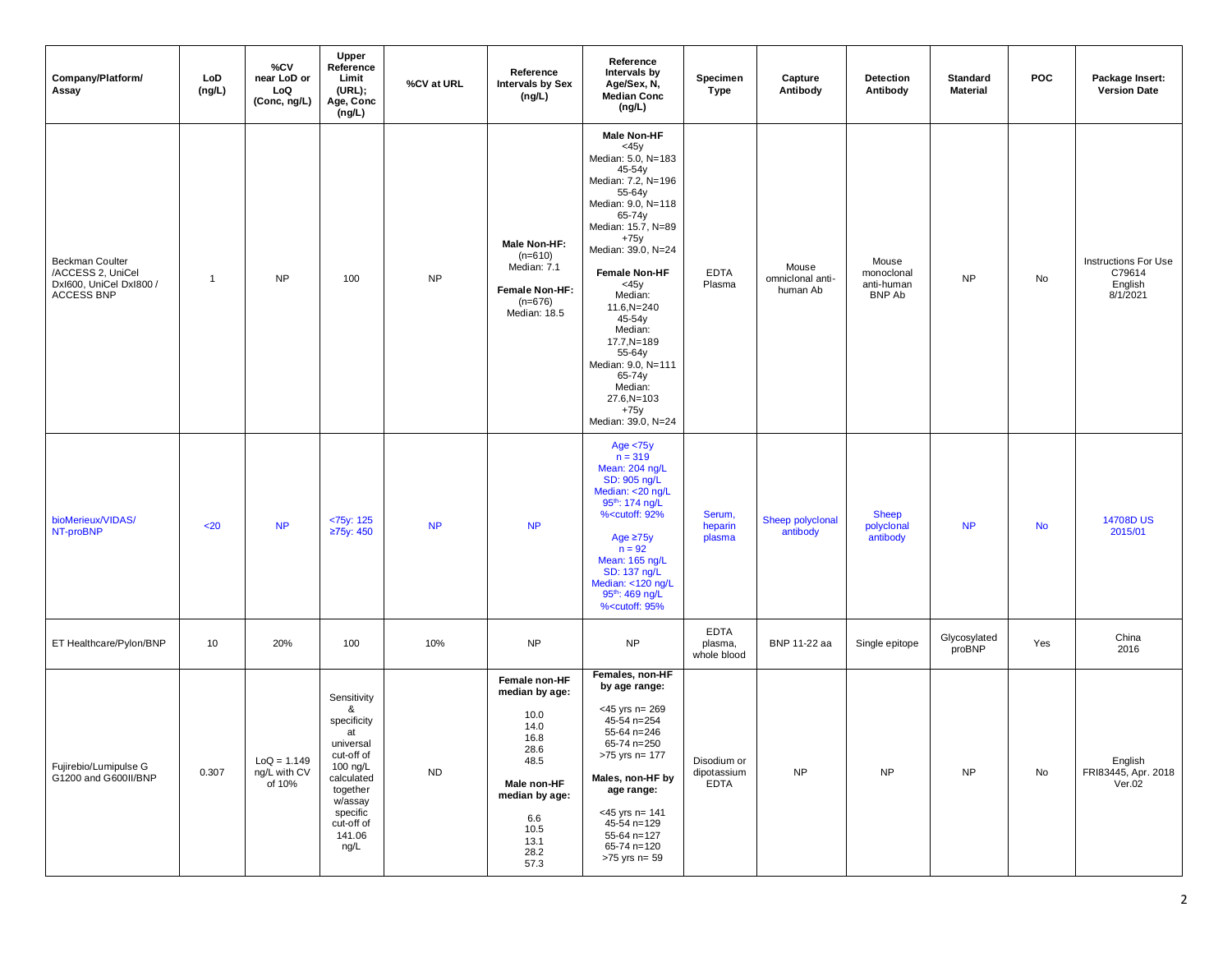| Company/Platform/ Assay | LoD (ng/L) | %CV near LoD or LoQ (Conc, ng/L) | Upper Reference Limit (URL); Age, Conc (ng/L) | %CV at URL | Reference Intervals by Sex (ng/L) | Reference Intervals by Age/Sex, N, Median Conc (ng/L) | Specimen Type | Capture Antibody | Detection Antibody | Standard Material | POC | Package Insert: Version Date |
|---|---|---|---|---|---|---|---|---|---|---|---|---|
| Beckman Coulter /ACCESS 2, UniCel DxI600, UniCel DxI800 / ACCESS BNP | 1 | NP | 100 | NP | **Male Non-HF:** (n=610) Median: 7.1<br>**Female Non-HF:** (n=676) Median: 18.5 | **Male Non-HF**<br><45y Median: 5.0, N=183<br>45-54y Median: 7.2, N=196<br>55-64y Median: 9.0, N=118<br>65-74y Median: 15.7, N=89<br>+75y Median: 39.0, N=24<br>**Female Non-HF**<br><45y Median: 11.6,N=240<br>45-54y Median: 17.7,N=189<br>55-64y Median: 9.0, N=111<br>65-74y Median: 27.6,N=103<br>+75y Median: 39.0, N=24 | EDTA Plasma | Mouse omniclonal anti-human Ab | Mouse monoclonal anti-human BNP Ab | NP | No | Instructions For Use C79614 English 8/1/2021 |
| bioMerieux/VIDAS/ NT-proBNP | <20 | NP | <75y: 125<br>≥75y: 450 | NP | NP | Age <75y<br>n = 319<br>Mean: 204 ng/L<br>SD: 905 ng/L<br>Median: <20 ng/L<br>95th: 174 ng/L<br>%<cutoff: 92%<br>Age ≥75y<br>n = 92<br>Mean: 165 ng/L<br>SD: 137 ng/L<br>Median: <120 ng/L<br>95th: 469 ng/L<br>%<cutoff: 95% | Serum, heparin plasma | Sheep polyclonal antibody | Sheep polyclonal antibody | NP | No | 14708D US 2015/01 |
| ET Healthcare/Pylon/BNP | 10 | 20% | 100 | 10% | NP | NP | EDTA plasma, whole blood | BNP 11-22 aa | Single epitope | Glycosylated proBNP | Yes | China 2016 |
| Fujirebio/Lumipulse G G1200 and G600II/BNP | 0.307 | LoQ = 1.149 ng/L with CV of 10% | Sensitivity & specificity at universal cut-off of 100 ng/L calculated together w/assay specific cut-off of 141.06 ng/L | ND | **Female non-HF median by age:**<br>10.0<br>14.0<br>16.8<br>28.6<br>48.5<br>**Male non-HF median by age:**<br>6.6<br>10.5<br>13.1<br>28.2<br>57.3 | **Females, non-HF by age range:**<br><45 yrs n= 269<br>45-54 n=254<br>55-64 n=246<br>65-74 n=250<br>>75 yrs n= 177<br>**Males, non-HF by age range:**<br><45 yrs n= 141<br>45-54 n=129<br>55-64 n=127<br>65-74 n=120<br>>75 yrs n= 59 | Disodium or dipotassium EDTA | NP | NP | NP | No | English FRI83445, Apr. 2018 Ver.02 |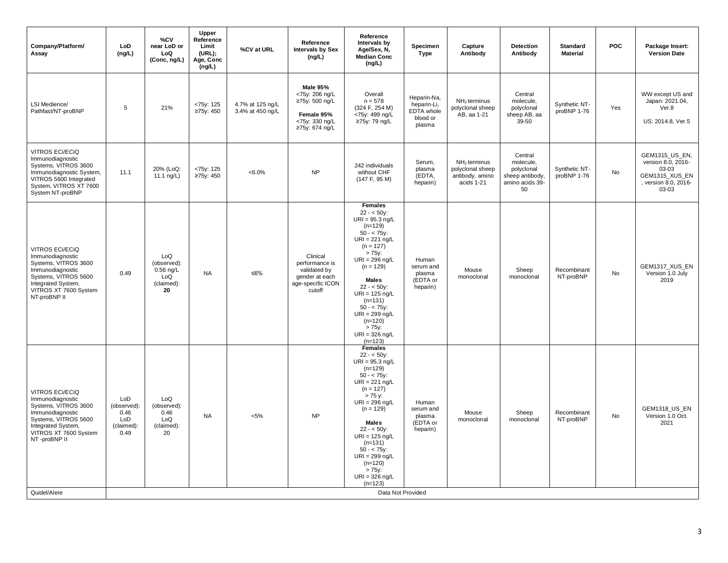| Company/Platform/ Assay | LoD (ng/L) | %CV near LoD or LoQ (Conc, ng/L) | Upper Reference Limit (URL); Age, Conc (ng/L) | %CV at URL | Reference Intervals by Sex (ng/L) | Reference Intervals by Age/Sex, N, Median Conc (ng/L) | Specimen Type | Capture Antibody | Detection Antibody | Standard Material | POC | Package Insert: Version Date |
|---|---|---|---|---|---|---|---|---|---|---|---|---|
| LSI Medience/ Pathfast/NT-proBNP | 5 | 21% | <75y: 125<br>≥75y: 450 | 4.7% at 125 ng/L<br>3.4% at 450 ng/L | **Male 95%**<br><75y: 206 ng/L<br>≥75y: 500 ng/L<br>**Female 95%**<br><75y: 330 ng/L<br>≥75y: 674 ng/L | Overall<br>n = 578<br>(324 F, 254 M)<br><75y: 499 ng/L<br>≥75y: 79 ng/L | Heparin-Na, heparin-Li, EDTA whole blood or plasma | $NH_2$ terminus polyclonal sheep AB, aa 1-21 | Central molecule, polyclonal sheep AB, aa 39-50 | Synthetic NT-proBNP 1-76 | Yes | WW except US and Japan: 2021.04, Ver.8<br>US: 2014.8, Ver.5 |
| VITROS ECi/ECiQ Immunodiagnostic Systems, VITROS 3600 Immunodiagnostic System, VITROS 5600 Integrated System, VITROS XT 7600 System NT-proBNP | 11.1 | 20% (LoQ: 11.1 ng/L) | <75y: 125<br>≥75y: 450 | <6.0% | NP | 242 individuals without CHF<br>(147 F, 95 M) | Serum, plasma (EDTA, heparin) | $NH_2$ terminus polyclonal sheep antibody, amino acids 1-21 | Central molecule, polyclonal sheep antibody, amino acids 39-50 | Synthetic NT-proBNP 1-76 | No | GEM1315_US_EN, version 8.0, 2016-03-03<br>GEM1315_XUS_EN, version 8.0, 2016-03-03 |
| VITROS ECi/ECiQ Immunodiagnostic Systems, VITROS 3600 Immunodiagnostic Systems, VITROS 5600 Integrated System, VITROS XT 7600 System NT-proBNP II | 0.49 | LoQ (observed): 0.56 ng/L<br>LoQ (claimed): **20** | NA | ≤6% | Clinical performance is validated by gender at each age-specific ICON cutoff | **Females**<br>22 - < 50y: URI = 95.3 ng/L (n=129)<br>50 - < 75y: URI = 221 ng/L (n = 127)<br>> 75y: URI = 296 ng/L (n = 129)<br>**Males**<br>22 - < 50y: URI = 125 ng/L (n=131)<br>50 - < 75y: URI = 299 ng/L (n=120)<br>> 75y: URI = 326 ng/L (n=123) | Human serum and plasma (EDTA or heparin) | Mouse monoclonal | Sheep monoclonal | Recombinant NT-proBNP | No | GEM1317_XUS_EN Version 1.0 July 2019 |
| VITROS ECi/ECiQ Immunodiagnostic Systems, VITROS 3600 Immunodiagnostic Systems, VITROS 5600 Integrated System, VITROS XT 7600 System NT -proBNP II | LoD (observed): 0.46<br>LoD (claimed): 0.49 | LoQ (observed): 0.46<br>LoQ (claimed): 20 | NA | <5% | NP | **Females**<br>22 - < 50y: URI = 95.3 ng/L (n=129)<br>50 - < 75y: URI = 221 ng/L (n = 127)<br>> 75 y: URI = 296 ng/L (n = 129)<br>**Males**<br>22 - < 50y: URI = 125 ng/L (n=131)<br>50 - < 75y: URI = 299 ng/L (n=120)<br>> 75y: URI = 326 ng/L (n=123) | Human serum and plasma (EDTA or heparin) | Mouse monoclonal | Sheep monoclonal | Recombinant NT-proBNP | No | GEM1318_US_EN Version 1.0 Oct. 2021 |
| Quidel/Alere | Data Not Provided | | | | | | | | | | | |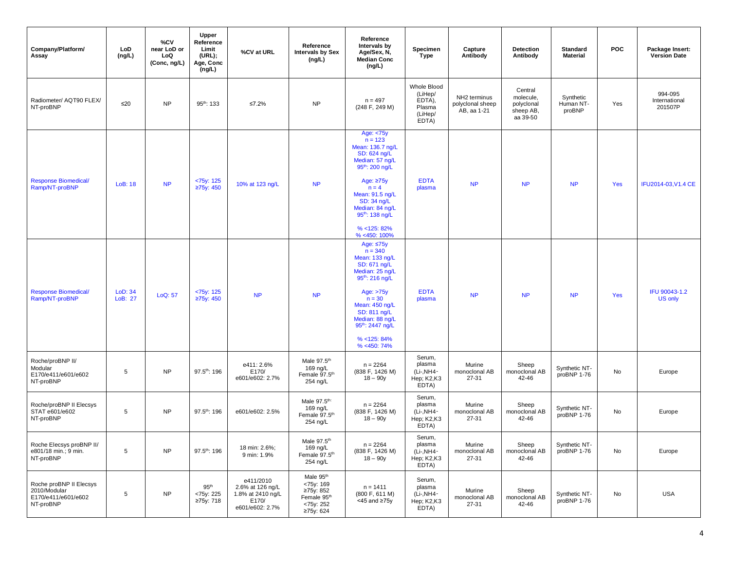| Company/Platform/ Assay | LoD (ng/L) | %CV near LoD or LoQ (Conc, ng/L) | Upper Reference Limit (URL); Age, Conc (ng/L) | %CV at URL | Reference Intervals by Sex (ng/L) | Reference Intervals by Age/Sex, N, Median Conc (ng/L) | Specimen Type | Capture Antibody | Detection Antibody | Standard Material | POC | Package Insert: Version Date |
|---|---|---|---|---|---|---|---|---|---|---|---|---|
| Radiometer/ AQT90 FLEX/ NT-proBNP | ≤20 | NP | 95th: 133 | ≤7.2% | NP | n = 497 (248 F, 249 M) | Whole Blood (LiHep/ EDTA), Plasma (LiHep/ EDTA) | NH2 terminus polyclonal sheep AB, aa 1-21 | Central molecule, polyclonal sheep AB, aa 39-50 | Synthetic Human NT-proBNP | Yes | 994-095 International 201507P |
| Response Biomedical/ Ramp/NT-proBNP | LoB: 18 | NP | <75y: 125 ≥75y: 450 | 10% at 123 ng/L | NP | Age: <75y n = 123 Mean: 136.7 ng/L SD: 624 ng/L Median: 57 ng/L 95th: 200 ng/L<br><br>Age: ≥75y n = 4 Mean: 91.5 ng/L SD: 34 ng/L Median: 84 ng/L 95th: 138 ng/L<br><br>% <125: 82% % <450: 100% | EDTA plasma | NP | NP | NP | Yes | IFU2014-03,V1.4 CE |
| Response Biomedical/ Ramp/NT-proBNP | LoD: 34 LoB: 27 | LoQ: 57 | <75y: 125 ≥75y: 450 | NP | NP | Age: ≤75y n = 340 Mean: 133 ng/L SD: 671 ng/L Median: 25 ng/L 95th: 216 ng/L<br><br>Age: >75y n = 30 Mean: 450 ng/L SD: 811 ng/L Median: 88 ng/L 95th: 2447 ng/L<br><br>% <125: 84% % <450: 74% | EDTA plasma | NP | NP | NP | Yes | IFU 90043-1.2 US only |
| Roche/proBNP II/ Modular E170/e411/e601/e602 NT-proBNP | 5 | NP | 97.5th: 196 | e411: 2.6% E170/ e601/e602: 2.7% | Male 97.5th 169 ng/L Female 97.5th 254 ng/L | n = 2264 (838 F, 1426 M) 18 – 90y | Serum, plasma (Li-,NH4-Hep; K2,K3 EDTA) | Murine monoclonal AB 27-31 | Sheep monoclonal AB 42-46 | Synthetic NT-proBNP 1-76 | No | Europe |
| Roche/proBNP II Elecsys STAT e601/e602 NT-proBNP | 5 | NP | 97.5th: 196 | e601/e602: 2.5% | Male 97.5th: 169 ng/L Female 97.5th 254 ng/L | n = 2264 (838 F, 1426 M) 18 – 90y | Serum, plasma (Li-,NH4-Hep; K2,K3 EDTA) | Murine monoclonal AB 27-31 | Sheep monoclonal AB 42-46 | Synthetic NT-proBNP 1-76 | No | Europe |
| Roche Elecsys proBNP II/ e801/18 min.; 9 min. NT-proBNP | 5 | NP | 97.5th: 196 | 18 min: 2.6%; 9 min: 1.9% | Male 97.5th 169 ng/L Female 97.5th 254 ng/L | n = 2264 (838 F, 1426 M) 18 – 90y | Serum, plasma (Li-,NH4-Hep; K2,K3 EDTA) | Murine monoclonal AB 27-31 | Sheep monoclonal AB 42-46 | Synthetic NT-proBNP 1-76 | No | Europe |
| Roche proBNP II Elecsys 2010/Modular E170/e411/e601/e602 NT-proBNP | 5 | NP | 95th <75y: 225 ≥75y: 718 | e411/2010 2.6% at 126 ng/L 1.8% at 2410 ng/L E170/ e601/e602: 2.7% | Male 95th <75y: 169 ≥75y: 852 Female 95th <75y: 252 ≥75y: 624 | n = 1411 (800 F, 611 M) <45 and ≥75y | Serum, plasma (Li-,NH4-Hep; K2,K3 EDTA) | Murine monoclonal AB 27-31 | Sheep monoclonal AB 42-46 | Synthetic NT-proBNP 1-76 | No | USA |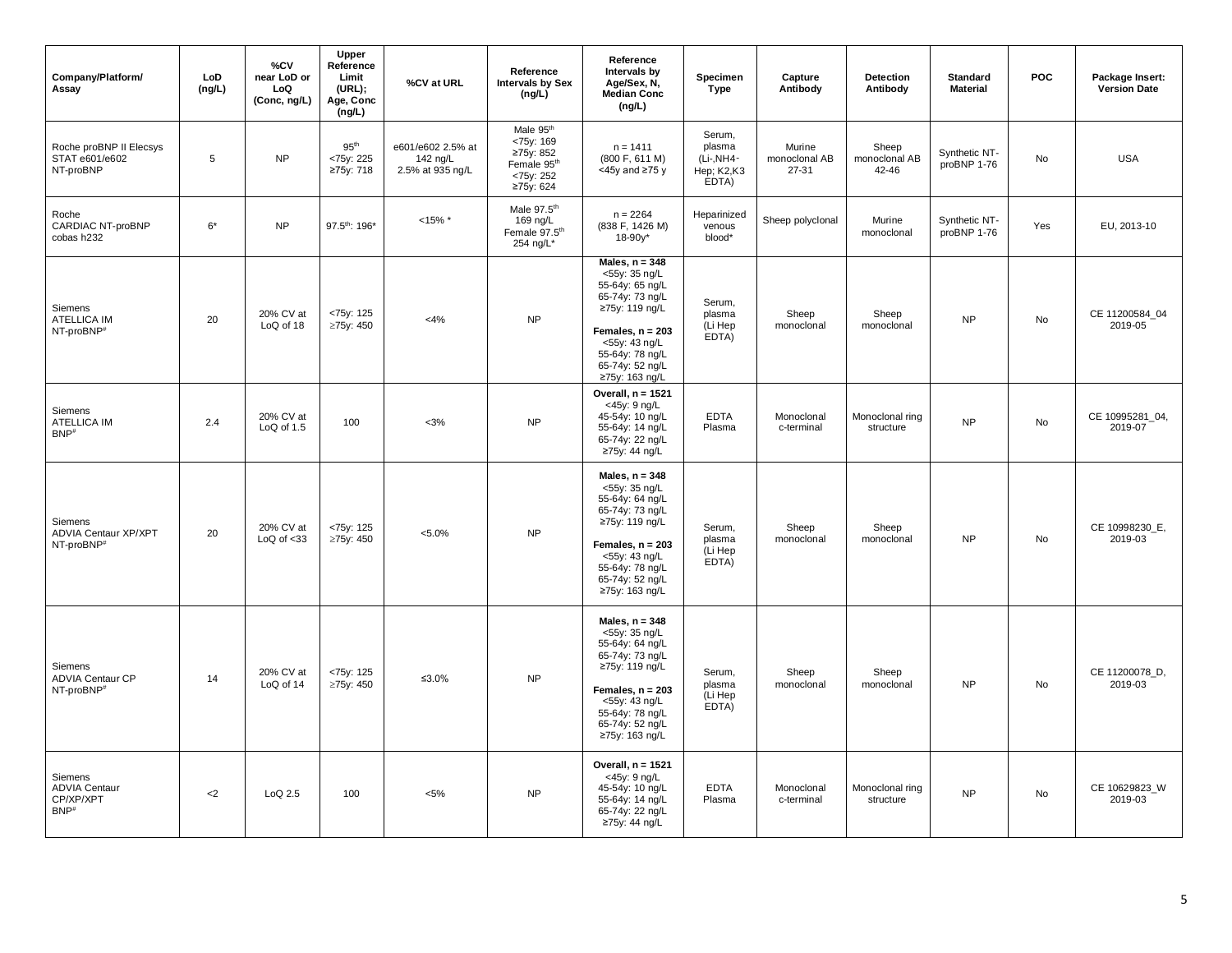| Company/Platform/ Assay | LoD (ng/L) | %CV near LoD or LoQ (Conc, ng/L) | Upper Reference Limit (URL); Age, Conc (ng/L) | %CV at URL | Reference Intervals by Sex (ng/L) | Reference Intervals by Age/Sex, N, Median Conc (ng/L) | Specimen Type | Capture Antibody | Detection Antibody | Standard Material | POC | Package Insert: Version Date |
|---|---|---|---|---|---|---|---|---|---|---|---|---|
| Roche proBNP II Elecsys STAT e601/e602 NT-proBNP | 5 | NP | 95[th] <75y: 225 ≥75y: 718 | e601/e602 2.5% at 142 ng/L 2.5% at 935 ng/L | Male 95[th] <75y: 169 ≥75y: 852 Female 95[th] <75y: 252 ≥75y: 624 | n = 1411 (800 F, 611 M) <45y and ≥75 y | Serum, plasma (Li-,NH4-Hep; K2,K3 EDTA) | Murine monoclonal AB 27-31 | Sheep monoclonal AB 42-46 | Synthetic NT-proBNP 1-76 | No | USA |
| Roche CARDIAC NT-proBNP cobas h232 | 6* | NP | 97.5[th]: 196* | <15% * | Male 97.5[th] 169 ng/L Female 97.5[th] 254 ng/L* | n = 2264 (838 F, 1426 M) 18-90y* | Heparinized venous blood* | Sheep polyclonal | Murine monoclonal | Synthetic NT-proBNP 1-76 | Yes | EU, 2013-10 |
| Siemens ATELLICA IM NT-proBNP[#] | 20 | 20% CV at LoQ of 18 | <75y: 125 ≥75y: 450 | <4% | NP | **Males, n = 348** <55y: 35 ng/L 55-64y: 65 ng/L 65-74y: 73 ng/L ≥75y: 119 ng/L **Females, n = 203** <55y: 43 ng/L 55-64y: 78 ng/L 65-74y: 52 ng/L ≥75y: 163 ng/L | Serum, plasma (Li Hep EDTA) | Sheep monoclonal | Sheep monoclonal | NP | No | CE 11200584_04 2019-05 |
| Siemens ATELLICA IM BNP[#] | 2.4 | 20% CV at LoQ of 1.5 | 100 | <3% | NP | **Overall, n = 1521** <45y: 9 ng/L 45-54y: 10 ng/L 55-64y: 14 ng/L 65-74y: 22 ng/L ≥75y: 44 ng/L | EDTA Plasma | Monoclonal c-terminal | Monoclonal ring structure | NP | No | CE 10995281_04, 2019-07 |
| Siemens ADVIA Centaur XP/XPT NT-proBNP[#] | 20 | 20% CV at LoQ of <33 | <75y: 125 ≥75y: 450 | <5.0% | NP | **Males, n = 348** <55y: 35 ng/L 55-64y: 64 ng/L 65-74y: 73 ng/L ≥75y: 119 ng/L **Females, n = 203** <55y: 43 ng/L 55-64y: 78 ng/L 65-74y: 52 ng/L ≥75y: 163 ng/L | Serum, plasma (Li Hep EDTA) | Sheep monoclonal | Sheep monoclonal | NP | No | CE 10998230_E, 2019-03 |
| Siemens ADVIA Centaur CP NT-proBNP[#] | 14 | 20% CV at LoQ of 14 | <75y: 125 ≥75y: 450 | ≤3.0% | NP | **Males, n = 348** <55y: 35 ng/L 55-64y: 64 ng/L 65-74y: 73 ng/L ≥75y: 119 ng/L **Females, n = 203** <55y: 43 ng/L 55-64y: 78 ng/L 65-74y: 52 ng/L ≥75y: 163 ng/L | Serum, plasma (Li Hep EDTA) | Sheep monoclonal | Sheep monoclonal | NP | No | CE 11200078_D, 2019-03 |
| Siemens ADVIA Centaur CP/XP/XPT BNP[#] | <2 | LoQ 2.5 | 100 | <5% | NP | **Overall, n = 1521** <45y: 9 ng/L 45-54y: 10 ng/L 55-64y: 14 ng/L 65-74y: 22 ng/L ≥75y: 44 ng/L | EDTA Plasma | Monoclonal c-terminal | Monoclonal ring structure | NP | No | CE 10629823_W 2019-03 |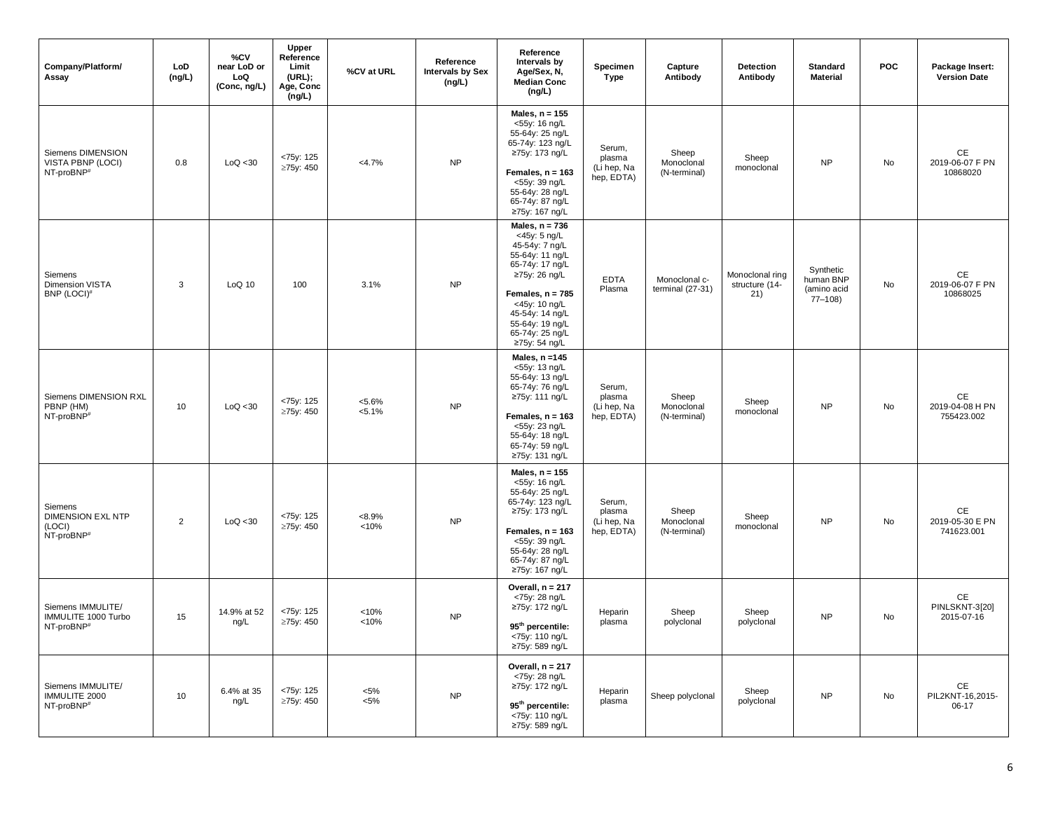| Company/Platform/ Assay | LoD (ng/L) | %CV near LoD or LoQ (Conc, ng/L) | Upper Reference Limit (URL); Age, Conc (ng/L) | %CV at URL | Reference Intervals by Sex (ng/L) | Reference Intervals by Age/Sex, N, Median Conc (ng/L) | Specimen Type | Capture Antibody | Detection Antibody | Standard Material | POC | Package Insert: Version Date |
|---|---|---|---|---|---|---|---|---|---|---|---|---|
| Siemens DIMENSION VISTA PBNP (LOCI) NT-proBNP# | 0.8 | LoQ <30 | <75y: 125<br>≥75y: 450 | <4.7% | NP | **Males, n = 155**<br><55y: 16 ng/L<br>55-64y: 25 ng/L<br>65-74y: 123 ng/L<br>≥75y: 173 ng/L<br>**Females, n = 163**<br><55y: 39 ng/L<br>55-64y: 28 ng/L<br>65-74y: 87 ng/L<br>≥75y: 167 ng/L | Serum, plasma (Li hep, Na hep, EDTA) | Sheep Monoclonal (N-terminal) | Sheep monoclonal | NP | No | CE<br>2019-06-07 F PN 10868020 |
| Siemens Dimension VISTA BNP (LOCI)# | 3 | LoQ 10 | 100 | 3.1% | NP | **Males, n = 736**<br><45y: 5 ng/L<br>45-54y: 7 ng/L<br>55-64y: 11 ng/L<br>65-74y: 17 ng/L<br>≥75y: 26 ng/L<br>**Females, n = 785**<br><45y: 10 ng/L<br>45-54y: 14 ng/L<br>55-64y: 19 ng/L<br>65-74y: 25 ng/L<br>≥75y: 54 ng/L | EDTA Plasma | Monoclonal c-terminal (27-31) | Monoclonal ring structure (14-21) | Synthetic human BNP (amino acid 77–108) | No | CE<br>2019-06-07 F PN 10868025 |
| Siemens DIMENSION RXL PBNP (HM) NT-proBNP# | 10 | LoQ <30 | <75y: 125<br>≥75y: 450 | <5.6%<br><5.1% | NP | **Males, n =145**<br><55y: 13 ng/L<br>55-64y: 13 ng/L<br>65-74y: 76 ng/L<br>≥75y: 111 ng/L<br>**Females, n = 163**<br><55y: 23 ng/L<br>55-64y: 18 ng/L<br>65-74y: 59 ng/L<br>≥75y: 131 ng/L | Serum, plasma (Li hep, Na hep, EDTA) | Sheep Monoclonal (N-terminal) | Sheep monoclonal | NP | No | CE<br>2019-04-08 H PN 755423.002 |
| Siemens DIMENSION EXL NTP (LOCI) NT-proBNP# | 2 | LoQ <30 | <75y: 125<br>≥75y: 450 | <8.9%<br><10% | NP | **Males, n = 155**<br><55y: 16 ng/L<br>55-64y: 25 ng/L<br>65-74y: 123 ng/L<br>≥75y: 173 ng/L<br>**Females, n = 163**<br><55y: 39 ng/L<br>55-64y: 28 ng/L<br>65-74y: 87 ng/L<br>≥75y: 167 ng/L | Serum, plasma (Li hep, Na hep, EDTA) | Sheep Monoclonal (N-terminal) | Sheep monoclonal | NP | No | CE<br>2019-05-30 E PN 741623.001 |
| Siemens IMMULITE/ IMMULITE 1000 Turbo NT-proBNP# | 15 | 14.9% at 52 ng/L | <75y: 125<br>≥75y: 450 | <10%<br><10% | NP | **Overall, n = 217**<br><75y: 28 ng/L<br>≥75y: 172 ng/L<br>**95th percentile:**<br><75y: 110 ng/L<br>≥75y: 589 ng/L | Heparin plasma | Sheep polyclonal | Sheep polyclonal | NP | No | CE<br>PINLSKNT-3[20] 2015-07-16 |
| Siemens IMMULITE/ IMMULITE 2000 NT-proBNP# | 10 | 6.4% at 35 ng/L | <75y: 125<br>≥75y: 450 | <5%<br><5% | NP | **Overall, n = 217**<br><75y: 28 ng/L<br>≥75y: 172 ng/L<br>**95th percentile:**<br><75y: 110 ng/L<br>≥75y: 589 ng/L | Heparin plasma | Sheep polyclonal | Sheep polyclonal | NP | No | CE<br>PIL2KNT-16,2015-06-17 |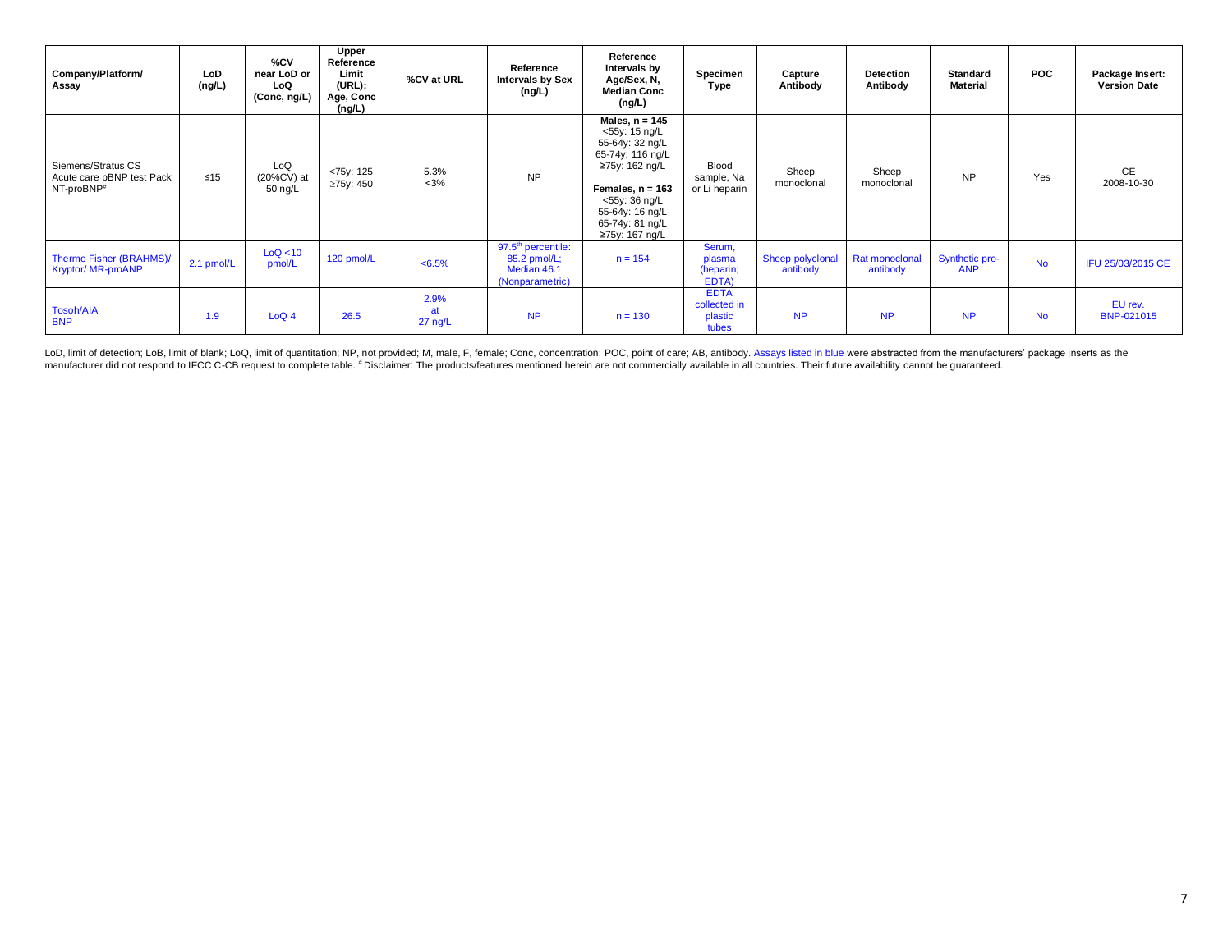| Company/Platform/ Assay | LoD (ng/L) | %CV near LoD or LoQ (Conc, ng/L) | Upper Reference Limit (URL); Age, Conc (ng/L) | %CV at URL | Reference Intervals by Sex (ng/L) | Reference Intervals by Age/Sex, N, Median Conc (ng/L) | Specimen Type | Capture Antibody | Detection Antibody | Standard Material | POC | Package Insert: Version Date |
|---|---|---|---|---|---|---|---|---|---|---|---|---|
| Siemens/Stratus CS Acute care pBNP test Pack NT-proBNP[#] | ≤15 | LoQ (20%CV) at 50 ng/L | <75y: 125<br>≥75y: 450 | 5.3%<br><3% | NP | **Males, n = 145**<br><55y: 15 ng/L<br>55-64y: 32 ng/L<br>65-74y: 116 ng/L<br>≥75y: 162 ng/L<br>**Females, n = 163**<br><55y: 36 ng/L<br>55-64y: 16 ng/L<br>65-74y: 81 ng/L<br>≥75y: 167 ng/L | Blood sample, Na or Li heparin | Sheep monoclonal | Sheep monoclonal | NP | Yes | CE 2008-10-30 |
| Thermo Fisher (BRAHMS)/ Kryptor/ MR-proANP | 2.1 pmol/L | LoQ <10 pmol/L | 120 pmol/L | <6.5% | 97.5th percentile: 85.2 pmol/L; Median 46.1 (Nonparametric) | n = 154 | Serum, plasma (heparin; EDTA) | Sheep polyclonal antibody | Rat monoclonal antibody | Synthetic pro-ANP | No | IFU 25/03/2015 CE |
| Tosoh/AIA BNP | 1.9 | LoQ 4 | 26.5 | 2.9% at 27 ng/L | NP | n = 130 | EDTA collected in plastic tubes | NP | NP | NP | No | EU rev. BNP-021015 |

LoD, limit of detection; LoB, limit of blank; LoQ, limit of quantitation; NP, not provided; M, male, F, female; Conc, concentration; POC, point of care; AB, antibody. Assays listed in blue were abstracted from the manufacturers' package inserts as the manufacturer did not respond to IFCC C-CB request to complete table. [#] Disclaimer: The products/features mentioned herein are not commercially available in all countries. Their future availability cannot be guaranteed.